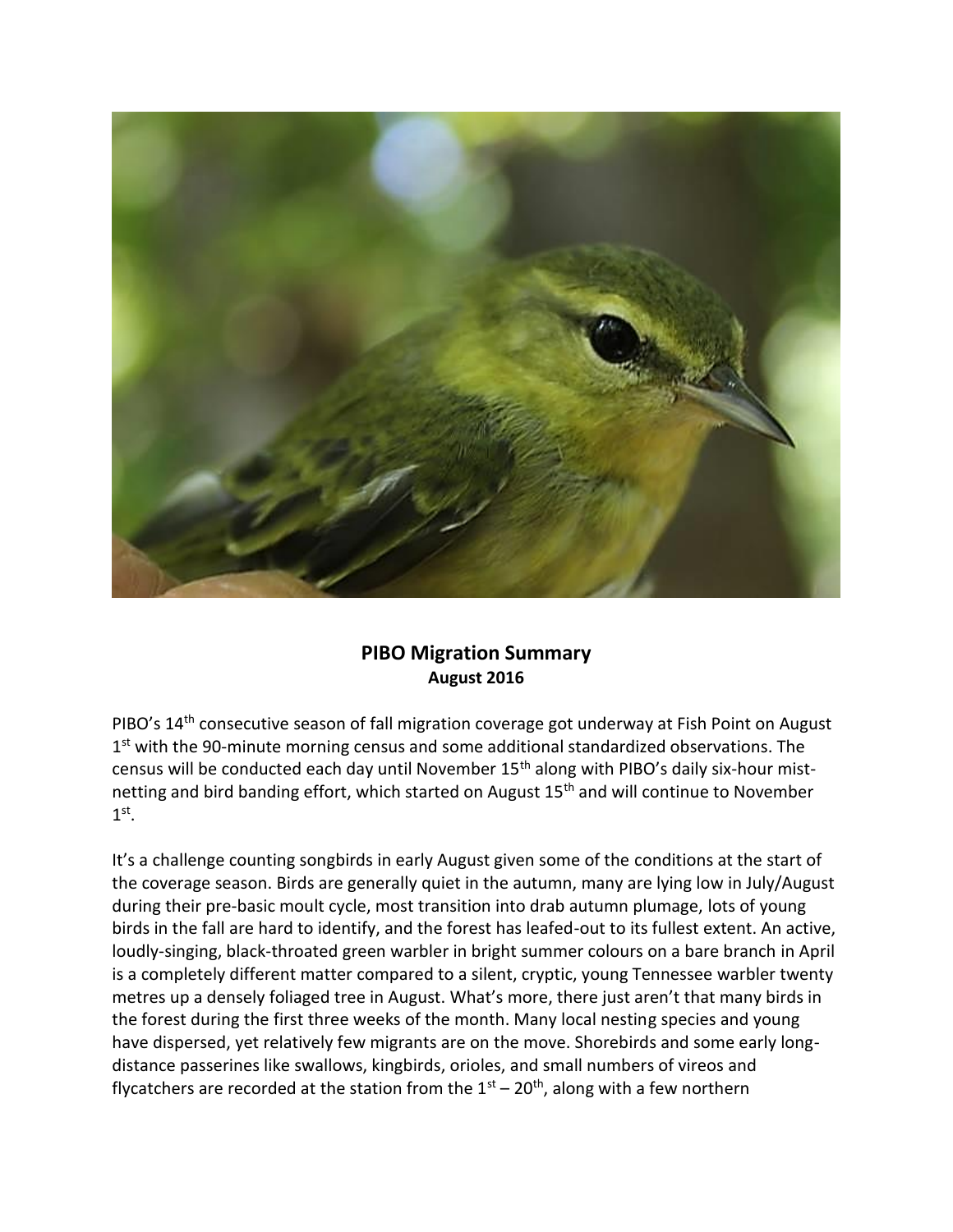## PIBO Migration Summary

### August 2016

PIBO's 14th consecutive season of fall migration coverage got underway at Fish Point on August 1st with the 90-minute morning census and some additional standardized observations. The census will be conducted each day until November 15th along with PIBO's daily six-hour mist-netting and bird banding effort, which started on August 15th and will continue to November 1st.

It's a challenge counting songbirds in early August given some of the conditions at the start of the coverage season. Birds are generally quiet in the autumn, many are lying low in July/August during their pre-basic moult cycle, most transition into drab autumn plumage, lots of young birds in the fall are hard to identify, and the forest has leafed-out to its fullest extent. An active, loudly-singing, black-throated green warbler in bright summer colours on a bare branch in April is a completely different matter compared to a silent, cryptic, young Tennessee warbler twenty metres up a densely foliaged tree in August. What's more, there just aren't that many birds in the forest during the first three weeks of the month. Many local nesting species and young have dispersed, yet relatively few migrants are on the move. Shorebirds and some early long-distance passerines like swallows, kingbirds, orioles, and small numbers of vireos and flycatchers are recorded at the station from the 1st – 20th, along with a few northern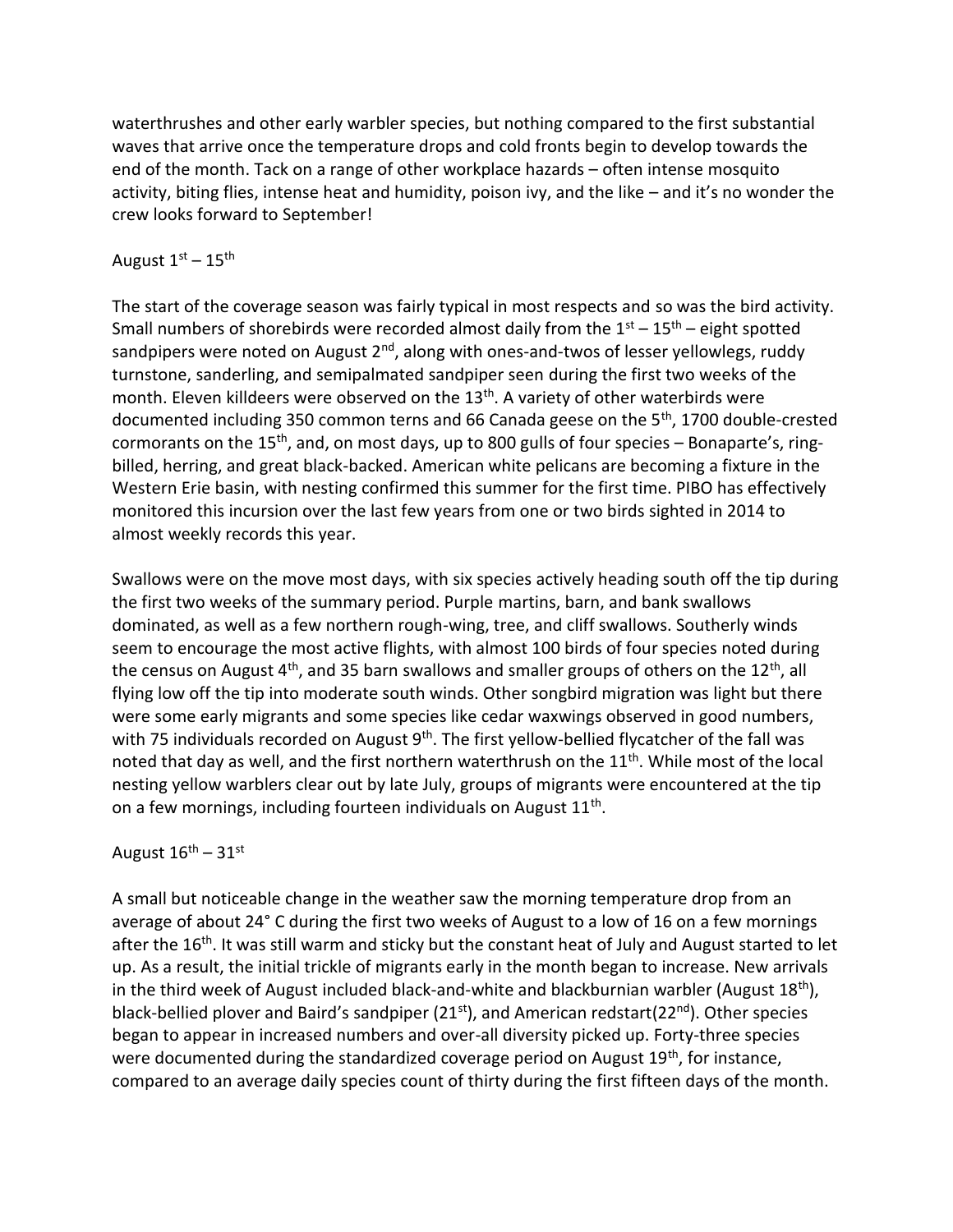waterthrushes and other early warbler species, but nothing compared to the first substantial waves that arrive once the temperature drops and cold fronts begin to develop towards the end of the month. Tack on a range of other workplace hazards – often intense mosquito activity, biting flies, intense heat and humidity, poison ivy, and the like – and it's no wonder the crew looks forward to September!

## August 1st – 15th

The start of the coverage season was fairly typical in most respects and so was the bird activity. Small numbers of shorebirds were recorded almost daily from the 1st – 15th – eight spotted sandpipers were noted on August 2nd, along with ones-and-twos of lesser yellowlegs, ruddy turnstone, sanderling, and semipalmated sandpiper seen during the first two weeks of the month. Eleven killdeers were observed on the 13th. A variety of other waterbirds were documented including 350 common terns and 66 Canada geese on the 5th, 1700 double-crested cormorants on the 15th, and, on most days, up to 800 gulls of four species – Bonaparte's, ring-billed, herring, and great black-backed. American white pelicans are becoming a fixture in the Western Erie basin, with nesting confirmed this summer for the first time. PIBO has effectively monitored this incursion over the last few years from one or two birds sighted in 2014 to almost weekly records this year.

Swallows were on the move most days, with six species actively heading south off the tip during the first two weeks of the summary period. Purple martins, barn, and bank swallows dominated, as well as a few northern rough-wing, tree, and cliff swallows. Southerly winds seem to encourage the most active flights, with almost 100 birds of four species noted during the census on August 4th, and 35 barn swallows and smaller groups of others on the 12th, all flying low off the tip into moderate south winds. Other songbird migration was light but there were some early migrants and some species like cedar waxwings observed in good numbers, with 75 individuals recorded on August 9th. The first yellow-bellied flycatcher of the fall was noted that day as well, and the first northern waterthrush on the 11th. While most of the local nesting yellow warblers clear out by late July, groups of migrants were encountered at the tip on a few mornings, including fourteen individuals on August 11th.

## August 16th – 31st

A small but noticeable change in the weather saw the morning temperature drop from an average of about 24° C during the first two weeks of August to a low of 16 on a few mornings after the 16th. It was still warm and sticky but the constant heat of July and August started to let up. As a result, the initial trickle of migrants early in the month began to increase. New arrivals in the third week of August included black-and-white and blackburnian warbler (August 18th), black-bellied plover and Baird's sandpiper (21st), and American redstart(22nd). Other species began to appear in increased numbers and over-all diversity picked up. Forty-three species were documented during the standardized coverage period on August 19th, for instance, compared to an average daily species count of thirty during the first fifteen days of the month.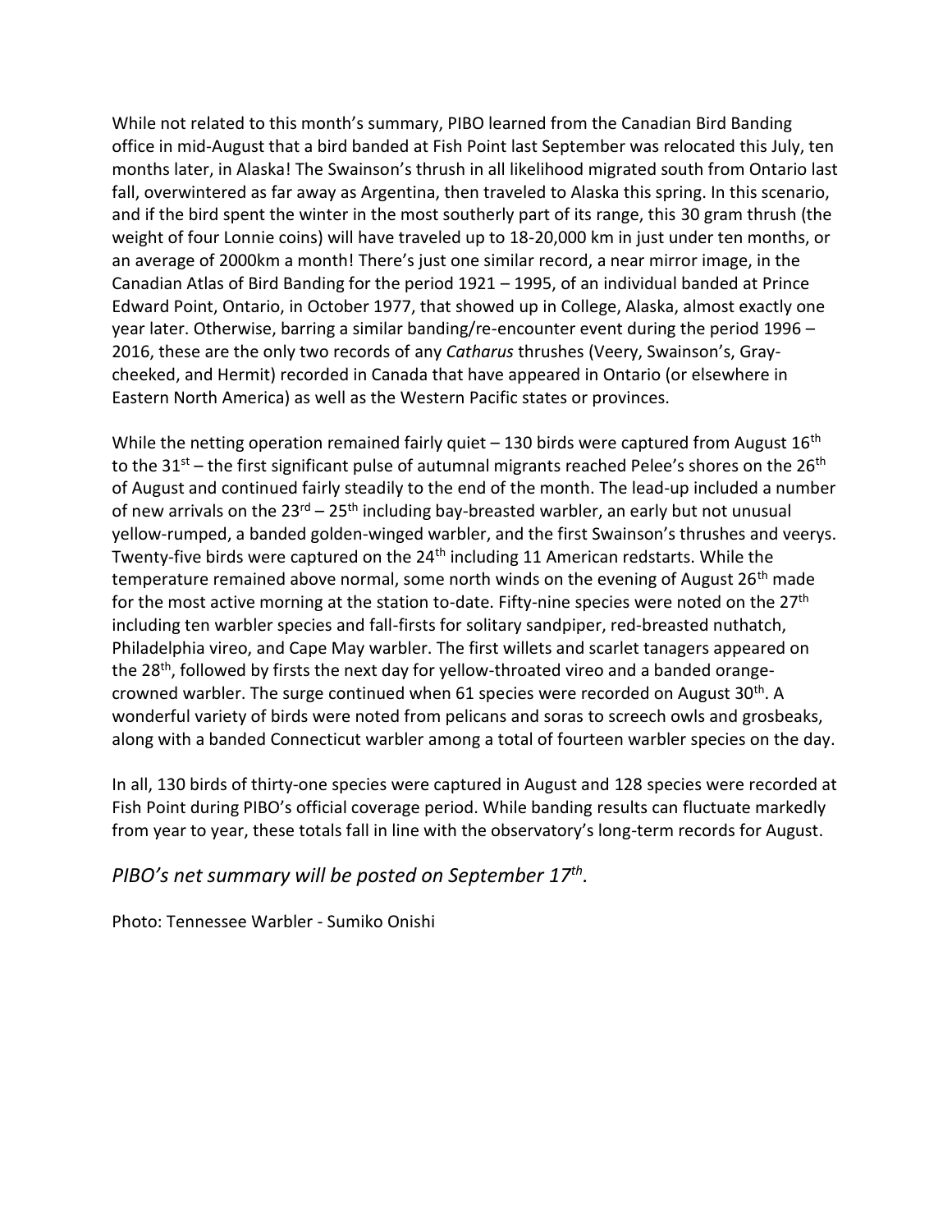While not related to this month's summary, PIBO learned from the Canadian Bird Banding office in mid-August that a bird banded at Fish Point last September was relocated this July, ten months later, in Alaska! The Swainson's thrush in all likelihood migrated south from Ontario last fall, overwintered as far away as Argentina, then traveled to Alaska this spring. In this scenario, and if the bird spent the winter in the most southerly part of its range, this 30 gram thrush (the weight of four Lonnie coins) will have traveled up to 18-20,000 km in just under ten months, or an average of 2000km a month! There's just one similar record, a near mirror image, in the Canadian Atlas of Bird Banding for the period 1921 – 1995, of an individual banded at Prince Edward Point, Ontario, in October 1977, that showed up in College, Alaska, almost exactly one year later. Otherwise, barring a similar banding/re-encounter event during the period 1996 – 2016, these are the only two records of any *Catharus* thrushes (Veery, Swainson's, Gray-cheeked, and Hermit) recorded in Canada that have appeared in Ontario (or elsewhere in Eastern North America) as well as the Western Pacific states or provinces.

While the netting operation remained fairly quiet – 130 birds were captured from August 16th to the 31st – the first significant pulse of autumnal migrants reached Pelee's shores on the 26th of August and continued fairly steadily to the end of the month. The lead-up included a number of new arrivals on the 23rd – 25th including bay-breasted warbler, an early but not unusual yellow-rumped, a banded golden-winged warbler, and the first Swainson's thrushes and veerys. Twenty-five birds were captured on the 24th including 11 American redstarts. While the temperature remained above normal, some north winds on the evening of August 26th made for the most active morning at the station to-date. Fifty-nine species were noted on the 27th including ten warbler species and fall-firsts for solitary sandpiper, red-breasted nuthatch, Philadelphia vireo, and Cape May warbler. The first willets and scarlet tanagers appeared on the 28th, followed by firsts the next day for yellow-throated vireo and a banded orange-crowned warbler. The surge continued when 61 species were recorded on August 30th. A wonderful variety of birds were noted from pelicans and soras to screech owls and grosbeaks, along with a banded Connecticut warbler among a total of fourteen warbler species on the day.

In all, 130 birds of thirty-one species were captured in August and 128 species were recorded at Fish Point during PIBO's official coverage period. While banding results can fluctuate markedly from year to year, these totals fall in line with the observatory's long-term records for August.

*PIBO's net summary will be posted on September 17th.*

Photo: Tennessee Warbler - Sumiko Onishi